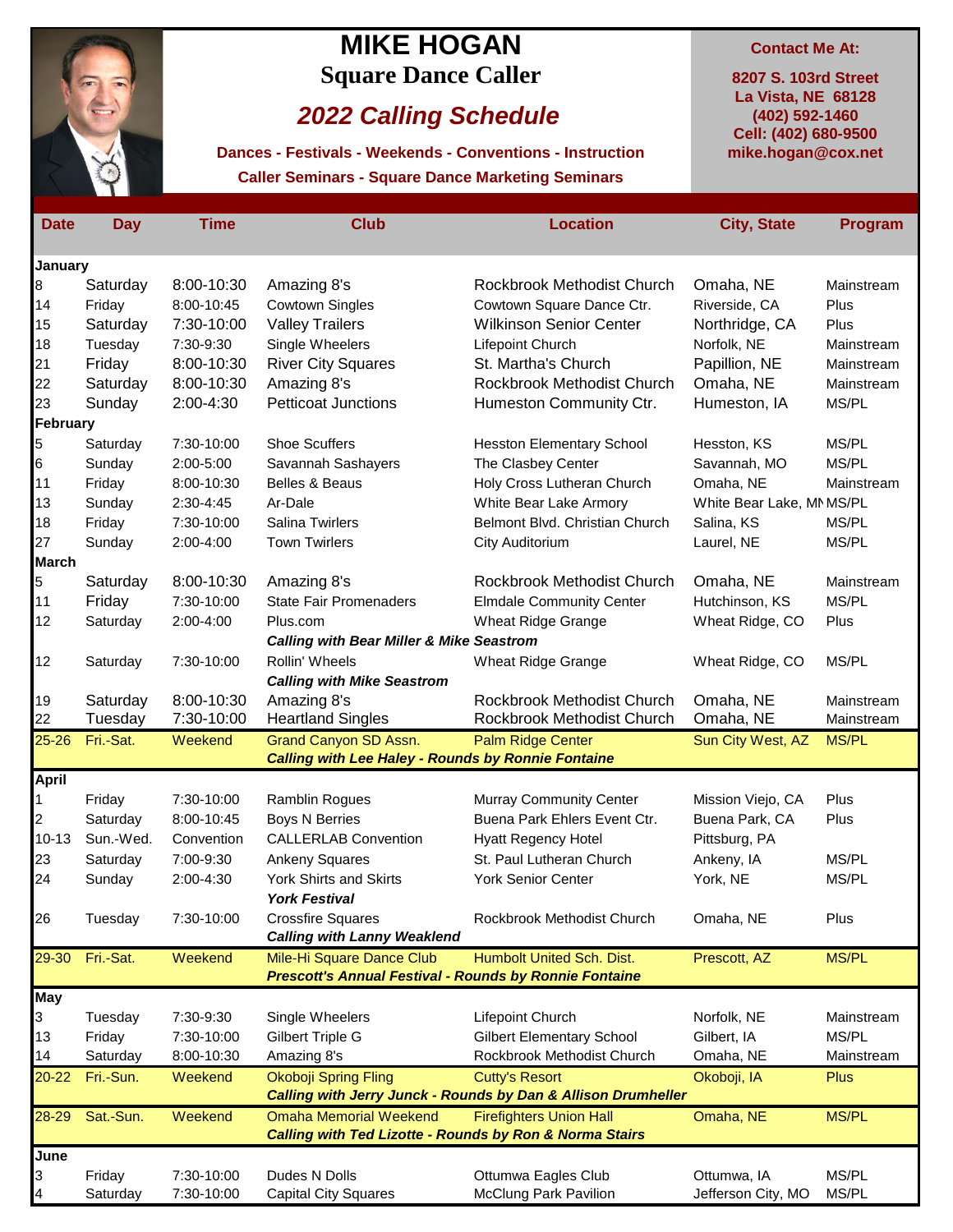# MIKE HOGAN

## Square Dance Caller

### *2022 Calling Schedule*

**Dances - Festivals - Weekends - Conventions - Instruction**

**Caller Seminars - Square Dance Marketing Seminars**

**Contact Me At:**

**8207 S. 103rd Street**
**La Vista, NE 68128**
**(402) 592-1460**
**Cell: (402) 680-9500**
**mike.hogan@cox.net**

| Date | Day | Time | Club | Location | City, State | Program |
|---|---|---|---|---|---|---|
| **January** | | | | | | |
| 8 | Saturday | 8:00-10:30 | Amazing 8's | Rockbrook Methodist Church | Omaha, NE | Mainstream |
| 14 | Friday | 8:00-10:45 | Cowtown Singles | Cowtown Square Dance Ctr. | Riverside, CA | Plus |
| 15 | Saturday | 7:30-10:00 | Valley Trailers | Wilkinson Senior Center | Northridge, CA | Plus |
| 18 | Tuesday | 7:30-9:30 | Single Wheelers | Lifepoint Church | Norfolk, NE | Mainstream |
| 21 | Friday | 8:00-10:30 | River City Squares | St. Martha's Church | Papillion, NE | Mainstream |
| 22 | Saturday | 8:00-10:30 | Amazing 8's | Rockbrook Methodist Church | Omaha, NE | Mainstream |
| 23 | Sunday | 2:00-4:30 | Petticoat Junctions | Humeston Community Ctr. | Humeston, IA | MS/PL |
| **February** | | | | | | |
| 5 | Saturday | 7:30-10:00 | Shoe Scuffers | Hesston Elementary School | Hesston, KS | MS/PL |
| 6 | Sunday | 2:00-5:00 | Savannah Sashayers | The Clasbey Center | Savannah, MO | MS/PL |
| 11 | Friday | 8:00-10:30 | Belles & Beaus | Holy Cross Lutheran Church | Omaha, NE | Mainstream |
| 13 | Sunday | 2:30-4:45 | Ar-Dale | White Bear Lake Armory | White Bear Lake, MN | MS/PL |
| 18 | Friday | 7:30-10:00 | Salina Twirlers | Belmont Blvd. Christian Church | Salina, KS | MS/PL |
| 27 | Sunday | 2:00-4:00 | Town Twirlers | City Auditorium | Laurel, NE | MS/PL |
| **March** | | | | | | |
| 5 | Saturday | 8:00-10:30 | Amazing 8's | Rockbrook Methodist Church | Omaha, NE | Mainstream |
| 11 | Friday | 7:30-10:00 | State Fair Promenaders | Elmdale Community Center | Hutchinson, KS | MS/PL |
| 12 | Saturday | 2:00-4:00 | Plus.com | Wheat Ridge Grange | Wheat Ridge, CO | Plus |
| | | | ***Calling with Bear Miller & Mike Seastrom*** | | | |
| 12 | Saturday | 7:30-10:00 | Rollin' Wheels | Wheat Ridge Grange | Wheat Ridge, CO | MS/PL |
| | | | ***Calling with Mike Seastrom*** | | | |
| 19 | Saturday | 8:00-10:30 | Amazing 8's | Rockbrook Methodist Church | Omaha, NE | Mainstream |
| 22 | Tuesday | 7:30-10:00 | Heartland Singles | Rockbrook Methodist Church | Omaha, NE | Mainstream |
| 25-26 | Fri.-Sat. | Weekend | Grand Canyon SD Assn. | Palm Ridge Center | Sun City West, AZ | MS/PL |
| | | | ***Calling with Lee Haley - Rounds by Ronnie Fontaine*** | | | |
| **April** | | | | | | |
| 1 | Friday | 7:30-10:00 | Ramblin Rogues | Murray Community Center | Mission Viejo, CA | Plus |
| 2 | Saturday | 8:00-10:45 | Boys N Berries | Buena Park Ehlers Event Ctr. | Buena Park, CA | Plus |
| 10-13 | Sun.-Wed. | Convention | CALLERLAB Convention | Hyatt Regency Hotel | Pittsburg, PA | |
| 23 | Saturday | 7:00-9:30 | Ankeny Squares | St. Paul Lutheran Church | Ankeny, IA | MS/PL |
| 24 | Sunday | 2:00-4:30 | York Shirts and Skirts | York Senior Center | York, NE | MS/PL |
| | | | ***York Festival*** | | | |
| 26 | Tuesday | 7:30-10:00 | Crossfire Squares | Rockbrook Methodist Church | Omaha, NE | Plus |
| | | | ***Calling with Lanny Weaklend*** | | | |
| 29-30 | Fri.-Sat. | Weekend | Mile-Hi Square Dance Club | Humbolt United Sch. Dist. | Prescott, AZ | MS/PL |
| | | | ***Prescott's Annual Festival - Rounds by Ronnie Fontaine*** | | | |
| **May** | | | | | | |
| 3 | Tuesday | 7:30-9:30 | Single Wheelers | Lifepoint Church | Norfolk, NE | Mainstream |
| 13 | Friday | 7:30-10:00 | Gilbert Triple G | Gilbert Elementary School | Gilbert, IA | MS/PL |
| 14 | Saturday | 8:00-10:30 | Amazing 8's | Rockbrook Methodist Church | Omaha, NE | Mainstream |
| 20-22 | Fri.-Sun. | Weekend | Okoboji Spring Fling | Cutty's Resort | Okoboji, IA | Plus |
| | | | ***Calling with Jerry Junck - Rounds by Dan & Allison Drumheller*** | | | |
| 28-29 | Sat.-Sun. | Weekend | Omaha Memorial Weekend | Firefighters Union Hall | Omaha, NE | MS/PL |
| | | | ***Calling with Ted Lizotte - Rounds by Ron & Norma Stairs*** | | | |
| **June** | | | | | | |
| 3 | Friday | 7:30-10:00 | Dudes N Dolls | Ottumwa Eagles Club | Ottumwa, IA | MS/PL |
| 4 | Saturday | 7:30-10:00 | Capital City Squares | McClung Park Pavilion | Jefferson City, MO | MS/PL |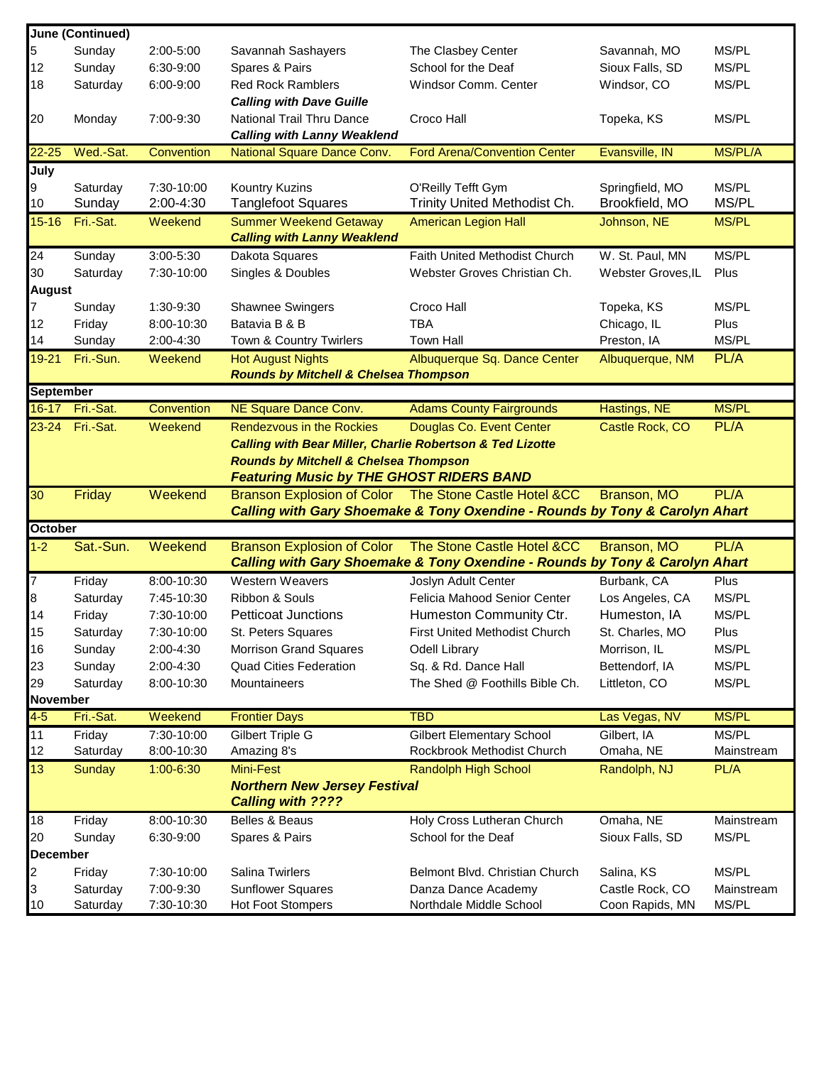| | | | | | | |
|---|---|---|---|---|---|---|
| **June (Continued)** | | | | | | |
| 5 | Sunday | 2:00-5:00 | Savannah Sashayers | The Clasbey Center | Savannah, MO | MS/PL |
| 12 | Sunday | 6:30-9:00 | Spares & Pairs | School for the Deaf | Sioux Falls, SD | MS/PL |
| 18 | Saturday | 6:00-9:00 | Red Rock Ramblers<br>***Calling with Dave Guille*** | Windsor Comm. Center | Windsor, CO | MS/PL |
| 20 | Monday | 7:00-9:30 | National Trail Thru Dance<br>***Calling with Lanny Weaklend*** | Croco Hall | Topeka, KS | MS/PL |
| 22-25 | Wed.-Sat. | Convention | National Square Dance Conv. | Ford Arena/Convention Center | Evansville, IN | MS/PL/A |
| **July** | | | | | | |
| 9 | Saturday | 7:30-10:00 | Kountry Kuzins | O'Reilly Tefft Gym | Springfield, MO | MS/PL |
| 10 | Sunday | 2:00-4:30 | Tanglefoot Squares | Trinity United Methodist Ch. | Brookfield, MO | MS/PL |
| 15-16 | Fri.-Sat. | Weekend | Summer Weekend Getaway<br>***Calling with Lanny Weaklend*** | American Legion Hall | Johnson, NE | MS/PL |
| 24 | Sunday | 3:00-5:30 | Dakota Squares | Faith United Methodist Church | W. St. Paul, MN | MS/PL |
| 30 | Saturday | 7:30-10:00 | Singles & Doubles | Webster Groves Christian Ch. | Webster Groves,IL | Plus |
| **August** | | | | | | |
| 7 | Sunday | 1:30-9:30 | Shawnee Swingers | Croco Hall | Topeka, KS | MS/PL |
| 12 | Friday | 8:00-10:30 | Batavia B & B | TBA | Chicago, IL | Plus |
| 14 | Sunday | 2:00-4:30 | Town & Country Twirlers | Town Hall | Preston, IA | MS/PL |
| 19-21 | Fri.-Sun. | Weekend | Hot August Nights<br>***Rounds by Mitchell & Chelsea Thompson*** | Albuquerque Sq. Dance Center | Albuquerque, NM | PL/A |
| **September** | | | | | | |
| 16-17 | Fri.-Sat. | Convention | NE Square Dance Conv. | Adams County Fairgrounds | Hastings, NE | MS/PL |
| 23-24 | Fri.-Sat. | Weekend | Rendezvous in the Rockies<br>***Calling with Bear Miller, Charlie Robertson & Ted Lizotte***<br>***Rounds by Mitchell & Chelsea Thompson***<br>***Featuring Music by THE GHOST RIDERS BAND*** | Douglas Co. Event Center | Castle Rock, CO | PL/A |
| 30 | Friday | Weekend | Branson Explosion of Color<br>***Calling with Gary Shoemake & Tony Oxendine - Rounds by Tony & Carolyn Ahart*** | The Stone Castle Hotel &CC | Branson, MO | PL/A |
| **October** | | | | | | |
| 1-2 | Sat.-Sun. | Weekend | Branson Explosion of Color<br>***Calling with Gary Shoemake & Tony Oxendine - Rounds by Tony & Carolyn Ahart*** | The Stone Castle Hotel &CC | Branson, MO | PL/A |
| 7 | Friday | 8:00-10:30 | Western Weavers | Joslyn Adult Center | Burbank, CA | Plus |
| 8 | Saturday | 7:45-10:30 | Ribbon & Souls | Felicia Mahood Senior Center | Los Angeles, CA | MS/PL |
| 14 | Friday | 7:30-10:00 | Petticoat Junctions | Humeston Community Ctr. | Humeston, IA | MS/PL |
| 15 | Saturday | 7:30-10:00 | St. Peters Squares | First United Methodist Church | St. Charles, MO | Plus |
| 16 | Sunday | 2:00-4:30 | Morrison Grand Squares | Odell Library | Morrison, IL | MS/PL |
| 23 | Sunday | 2:00-4:30 | Quad Cities Federation | Sq. & Rd. Dance Hall | Bettendorf, IA | MS/PL |
| 29 | Saturday | 8:00-10:30 | Mountaineers | The Shed @ Foothills Bible Ch. | Littleton, CO | MS/PL |
| **November** | | | | | | |
| 4-5 | Fri.-Sat. | Weekend | Frontier Days | TBD | Las Vegas, NV | MS/PL |
| 11 | Friday | 7:30-10:00 | Gilbert Triple G | Gilbert Elementary School | Gilbert, IA | MS/PL |
| 12 | Saturday | 8:00-10:30 | Amazing 8's | Rockbrook Methodist Church | Omaha, NE | Mainstream |
| 13 | Sunday | 1:00-6:30 | Mini-Fest<br>***Northern New Jersey Festival***<br>***Calling with ????*** | Randolph High School | Randolph, NJ | PL/A |
| 18 | Friday | 8:00-10:30 | Belles & Beaus | Holy Cross Lutheran Church | Omaha, NE | Mainstream |
| 20 | Sunday | 6:30-9:00 | Spares & Pairs | School for the Deaf | Sioux Falls, SD | MS/PL |
| **December** | | | | | | |
| 2 | Friday | 7:30-10:00 | Salina Twirlers | Belmont Blvd. Christian Church | Salina, KS | MS/PL |
| 3 | Saturday | 7:00-9:30 | Sunflower Squares | Danza Dance Academy | Castle Rock, CO | Mainstream |
| 10 | Saturday | 7:30-10:30 | Hot Foot Stompers | Northdale Middle School | Coon Rapids, MN | MS/PL |